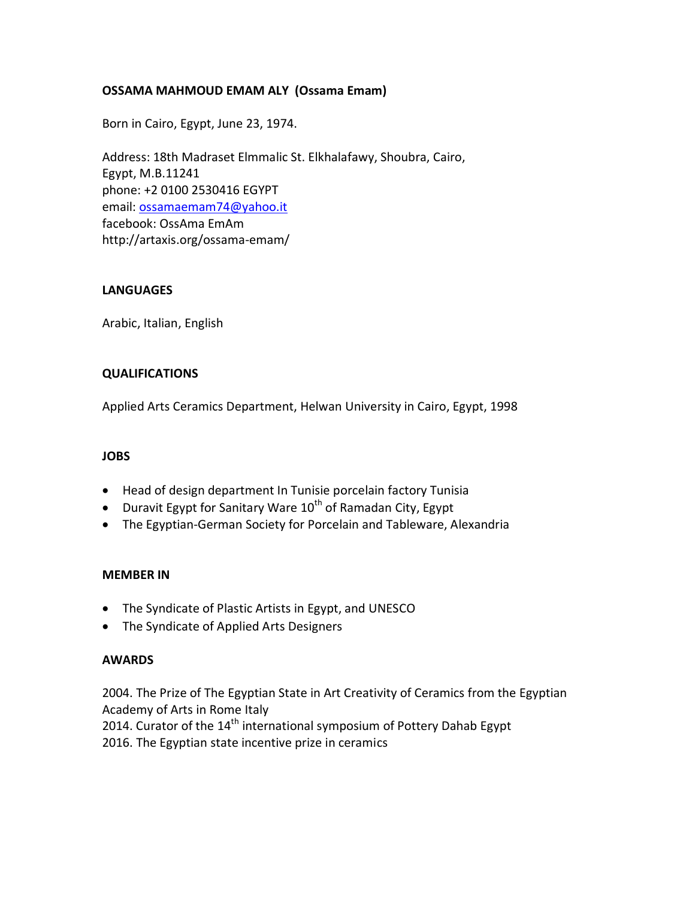**OSSAMA MAHMOUD EMAM ALY (Ossama Emam)**

Born in Cairo, Egypt, June 23, 1974.

Address: 18th Madraset Elmmalic St. Elkhalafawy, Shoubra, Cairo,
Egypt, M.B.11241
phone: +2 0100 2530416 EGYPT
email: ossamaemam74@yahoo.it
facebook: OssAma EmAm
http://artaxis.org/ossama-emam/

**LANGUAGES**

Arabic, Italian, English

**QUALIFICATIONS**

Applied Arts Ceramics Department, Helwan University in Cairo, Egypt, 1998

**JOBS**

- Head of design department In Tunisie porcelain factory Tunisia
- Duravit Egypt for Sanitary Ware 10th of Ramadan City, Egypt
- The Egyptian-German Society for Porcelain and Tableware, Alexandria

**MEMBER IN**

- The Syndicate of Plastic Artists in Egypt, and UNESCO
- The Syndicate of Applied Arts Designers

**AWARDS**

2004. The Prize of The Egyptian State in Art Creativity of Ceramics from the Egyptian Academy of Arts in Rome Italy
2014. Curator of the 14th international symposium of Pottery Dahab Egypt
2016. The Egyptian state incentive prize in ceramics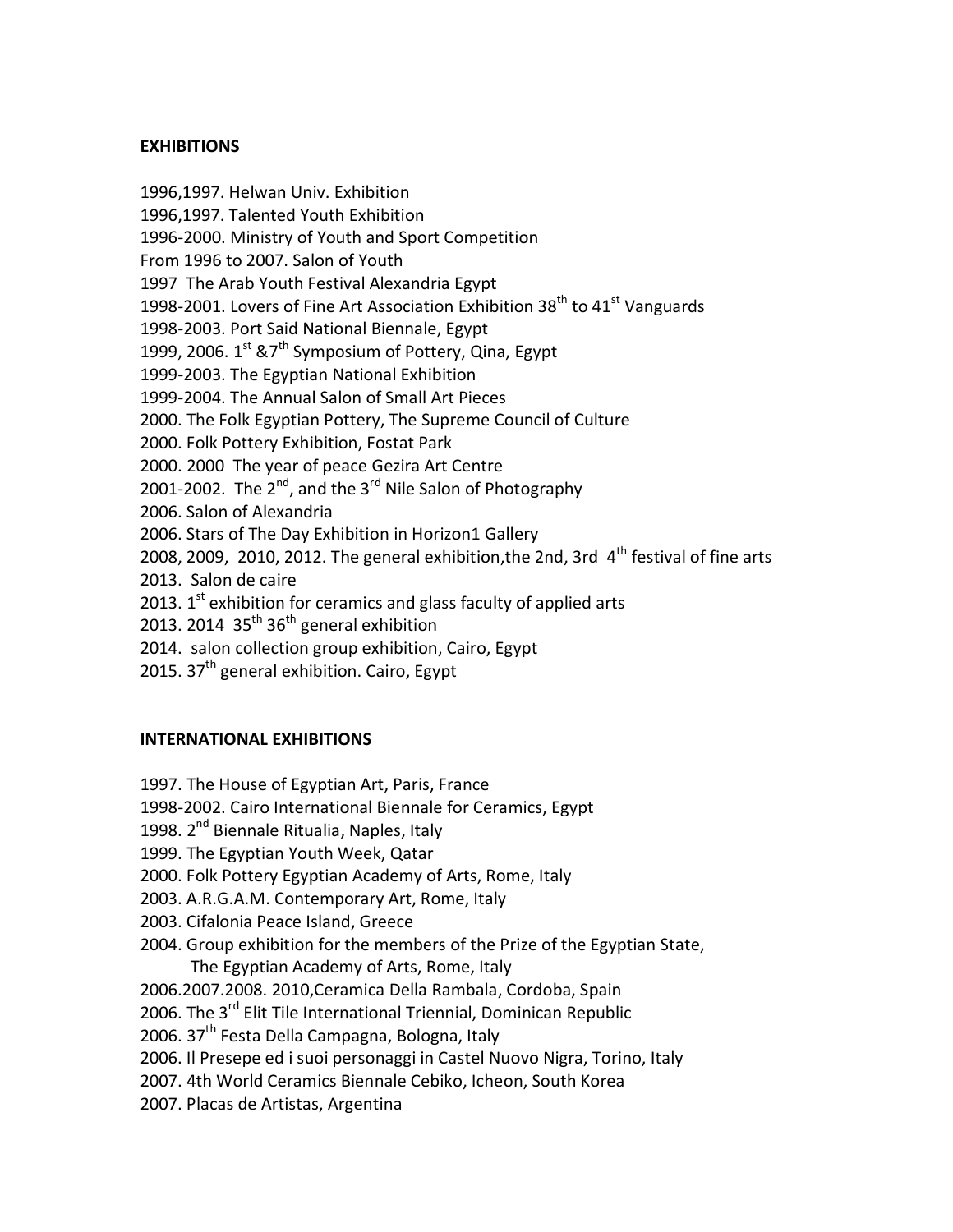**EXHIBITIONS**

1996,1997. Helwan Univ. Exhibition
1996,1997. Talented Youth Exhibition
1996-2000. Ministry of Youth and Sport Competition
From 1996 to 2007. Salon of Youth
1997 The Arab Youth Festival Alexandria Egypt
1998-2001. Lovers of Fine Art Association Exhibition 38th to 41st Vanguards
1998-2003. Port Said National Biennale, Egypt
1999, 2006. 1st &7th Symposium of Pottery, Qina, Egypt
1999-2003. The Egyptian National Exhibition
1999-2004. The Annual Salon of Small Art Pieces
2000. The Folk Egyptian Pottery, The Supreme Council of Culture
2000. Folk Pottery Exhibition, Fostat Park
2000. 2000 The year of peace Gezira Art Centre
2001-2002. The 2nd, and the 3rd Nile Salon of Photography
2006. Salon of Alexandria
2006. Stars of The Day Exhibition in Horizon1 Gallery
2008, 2009, 2010, 2012. The general exhibition,the 2nd, 3rd 4th festival of fine arts
2013. Salon de caire
2013. 1st exhibition for ceramics and glass faculty of applied arts
2013. 2014 35th 36th general exhibition
2014. salon collection group exhibition, Cairo, Egypt
2015. 37th general exhibition. Cairo, Egypt

**INTERNATIONAL EXHIBITIONS**

1997. The House of Egyptian Art, Paris, France
1998-2002. Cairo International Biennale for Ceramics, Egypt
1998. 2nd Biennale Ritualia, Naples, Italy
1999. The Egyptian Youth Week, Qatar
2000. Folk Pottery Egyptian Academy of Arts, Rome, Italy
2003. A.R.G.A.M. Contemporary Art, Rome, Italy
2003. Cifalonia Peace Island, Greece
2004. Group exhibition for the members of the Prize of the Egyptian State, The Egyptian Academy of Arts, Rome, Italy
2006.2007.2008. 2010,Ceramica Della Rambala, Cordoba, Spain
2006. The 3rd Elit Tile International Triennial, Dominican Republic
2006. 37th Festa Della Campagna, Bologna, Italy
2006. Il Presepe ed i suoi personaggi in Castel Nuovo Nigra, Torino, Italy
2007. 4th World Ceramics Biennale Cebiko, Icheon, South Korea
2007. Placas de Artistas, Argentina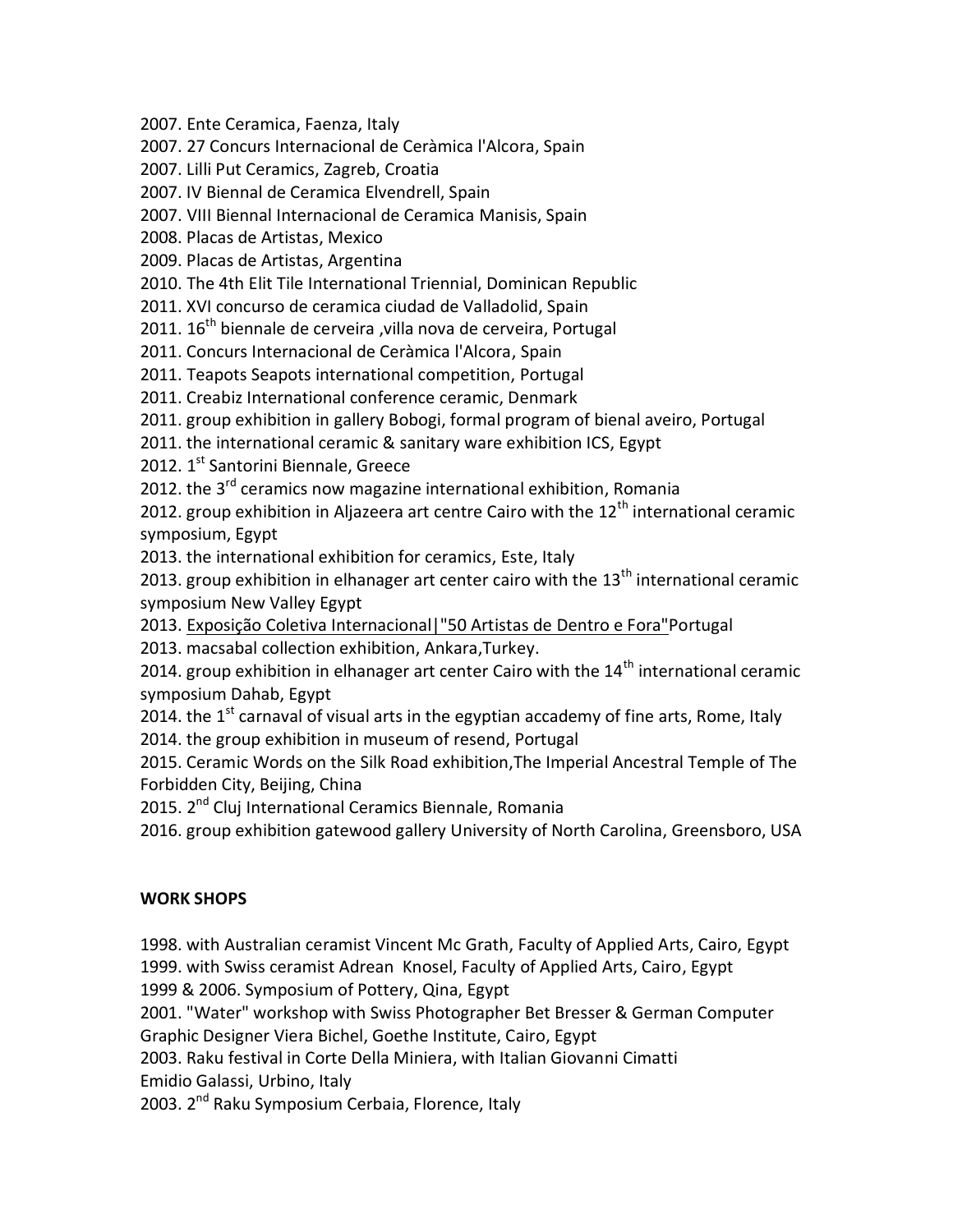2007. Ente Ceramica, Faenza, Italy
2007. 27 Concurs Internacional de Ceràmica l'Alcora, Spain
2007. Lilli Put Ceramics, Zagreb, Croatia
2007. IV Biennal de Ceramica Elvendrell, Spain
2007. VIII Biennal Internacional de Ceramica Manisis, Spain
2008. Placas de Artistas, Mexico
2009. Placas de Artistas, Argentina
2010. The 4th Elit Tile International Triennial, Dominican Republic
2011. XVI concurso de ceramica ciudad de Valladolid, Spain
2011. 16th biennale de cerveira ,villa nova de cerveira, Portugal
2011. Concurs Internacional de Ceràmica l'Alcora, Spain
2011. Teapots Seapots international competition, Portugal
2011. Creabiz International conference ceramic, Denmark
2011. group exhibition in gallery Bobogi, formal program of bienal aveiro, Portugal
2011. the international ceramic & sanitary ware exhibition ICS, Egypt
2012. 1st Santorini Biennale, Greece
2012. the 3rd ceramics now magazine international exhibition, Romania
2012. group exhibition in Aljazeera art centre Cairo with the 12th international ceramic symposium, Egypt
2013. the international exhibition for ceramics, Este, Italy
2013. group exhibition in elhanager art center cairo with the 13th international ceramic symposium New Valley Egypt
2013. Exposição Coletiva Internacional|"50 Artistas de Dentro e Fora"Portugal
2013. macsabal collection exhibition, Ankara,Turkey.
2014. group exhibition in elhanager art center Cairo with the 14th international ceramic symposium Dahab, Egypt
2014. the 1st carnaval of visual arts in the egyptian accademy of fine arts, Rome, Italy
2014. the group exhibition in museum of resend, Portugal
2015. Ceramic Words on the Silk Road exhibition,The Imperial Ancestral Temple of The Forbidden City, Beijing, China
2015. 2nd Cluj International Ceramics Biennale, Romania
2016. group exhibition gatewood gallery University of North Carolina, Greensboro, USA

**WORK SHOPS**

1998. with Australian ceramist Vincent Mc Grath, Faculty of Applied Arts, Cairo, Egypt
1999. with Swiss ceramist Adrean Knosel, Faculty of Applied Arts, Cairo, Egypt
1999 & 2006. Symposium of Pottery, Qina, Egypt
2001. "Water" workshop with Swiss Photographer Bet Bresser & German Computer Graphic Designer Viera Bichel, Goethe Institute, Cairo, Egypt
2003. Raku festival in Corte Della Miniera, with Italian Giovanni Cimatti Emidio Galassi, Urbino, Italy
2003. 2nd Raku Symposium Cerbaia, Florence, Italy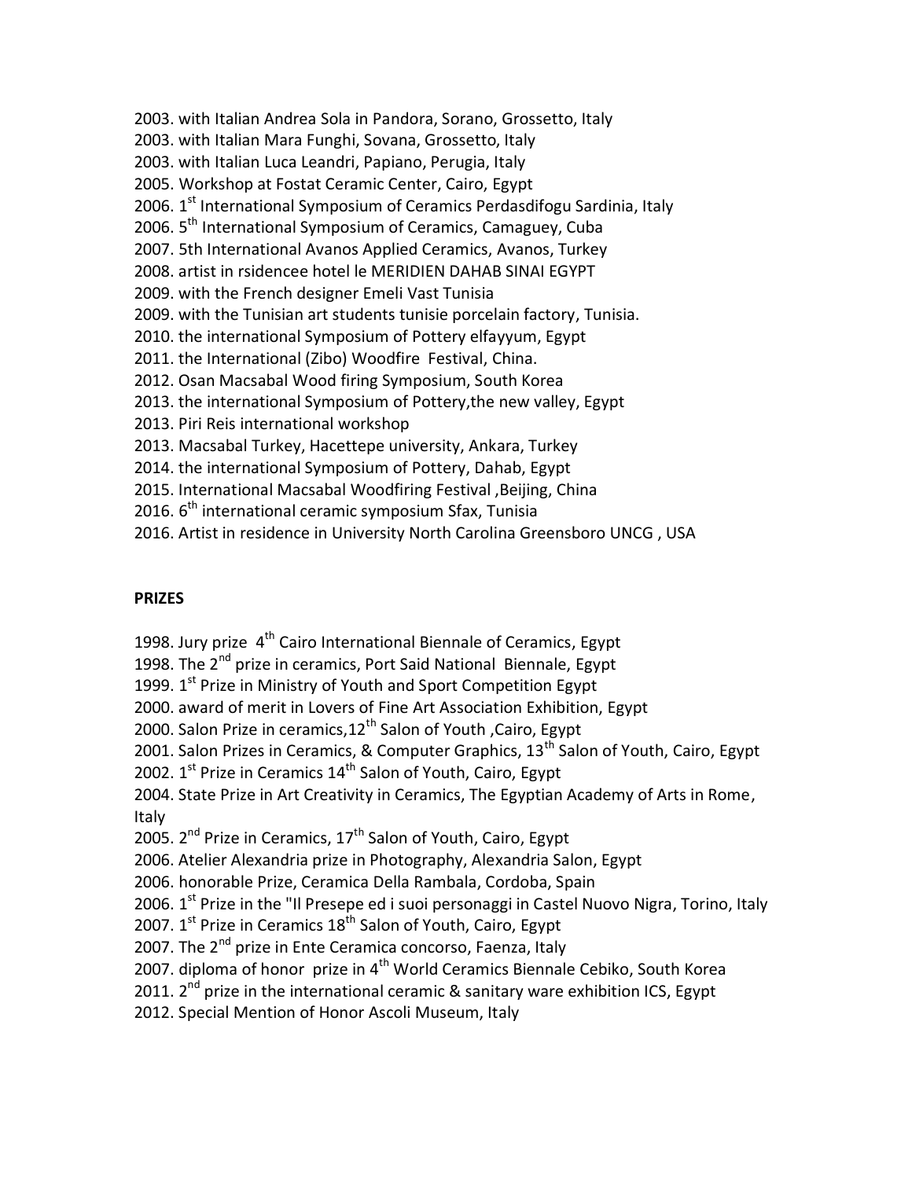2003. with Italian Andrea Sola in Pandora, Sorano, Grossetto, Italy
2003. with Italian Mara Funghi, Sovana, Grossetto, Italy
2003. with Italian Luca Leandri, Papiano, Perugia, Italy
2005. Workshop at Fostat Ceramic Center, Cairo, Egypt
2006. 1st International Symposium of Ceramics Perdasdifogu Sardinia, Italy
2006. 5th International Symposium of Ceramics, Camaguey, Cuba
2007. 5th International Avanos Applied Ceramics, Avanos, Turkey
2008. artist in rsidencee hotel le MERIDIEN DAHAB SINAI EGYPT
2009. with the French designer Emeli Vast Tunisia
2009. with the Tunisian art students tunisie porcelain factory, Tunisia.
2010. the international Symposium of Pottery elfayyum, Egypt
2011. the International (Zibo) Woodfire Festival, China.
2012. Osan Macsabal Wood firing Symposium, South Korea
2013. the international Symposium of Pottery,the new valley, Egypt
2013. Piri Reis international workshop
2013. Macsabal Turkey, Hacettepe university, Ankara, Turkey
2014. the international Symposium of Pottery, Dahab, Egypt
2015. International Macsabal Woodfiring Festival ,Beijing, China
2016. 6th international ceramic symposium Sfax, Tunisia
2016. Artist in residence in University North Carolina Greensboro UNCG , USA

**PRIZES**

1998. Jury prize 4th Cairo International Biennale of Ceramics, Egypt
1998. The 2nd prize in ceramics, Port Said National Biennale, Egypt
1999. 1st Prize in Ministry of Youth and Sport Competition Egypt
2000. award of merit in Lovers of Fine Art Association Exhibition, Egypt
2000. Salon Prize in ceramics,12th Salon of Youth ,Cairo, Egypt
2001. Salon Prizes in Ceramics, & Computer Graphics, 13th Salon of Youth, Cairo, Egypt
2002. 1st Prize in Ceramics 14th Salon of Youth, Cairo, Egypt
2004. State Prize in Art Creativity in Ceramics, The Egyptian Academy of Arts in Rome, Italy
2005. 2nd Prize in Ceramics, 17th Salon of Youth, Cairo, Egypt
2006. Atelier Alexandria prize in Photography, Alexandria Salon, Egypt
2006. honorable Prize, Ceramica Della Rambala, Cordoba, Spain
2006. 1st Prize in the "Il Presepe ed i suoi personaggi in Castel Nuovo Nigra, Torino, Italy
2007. 1st Prize in Ceramics 18th Salon of Youth, Cairo, Egypt
2007. The 2nd prize in Ente Ceramica concorso, Faenza, Italy
2007. diploma of honor prize in 4th World Ceramics Biennale Cebiko, South Korea
2011. 2nd prize in the international ceramic & sanitary ware exhibition ICS, Egypt
2012. Special Mention of Honor Ascoli Museum, Italy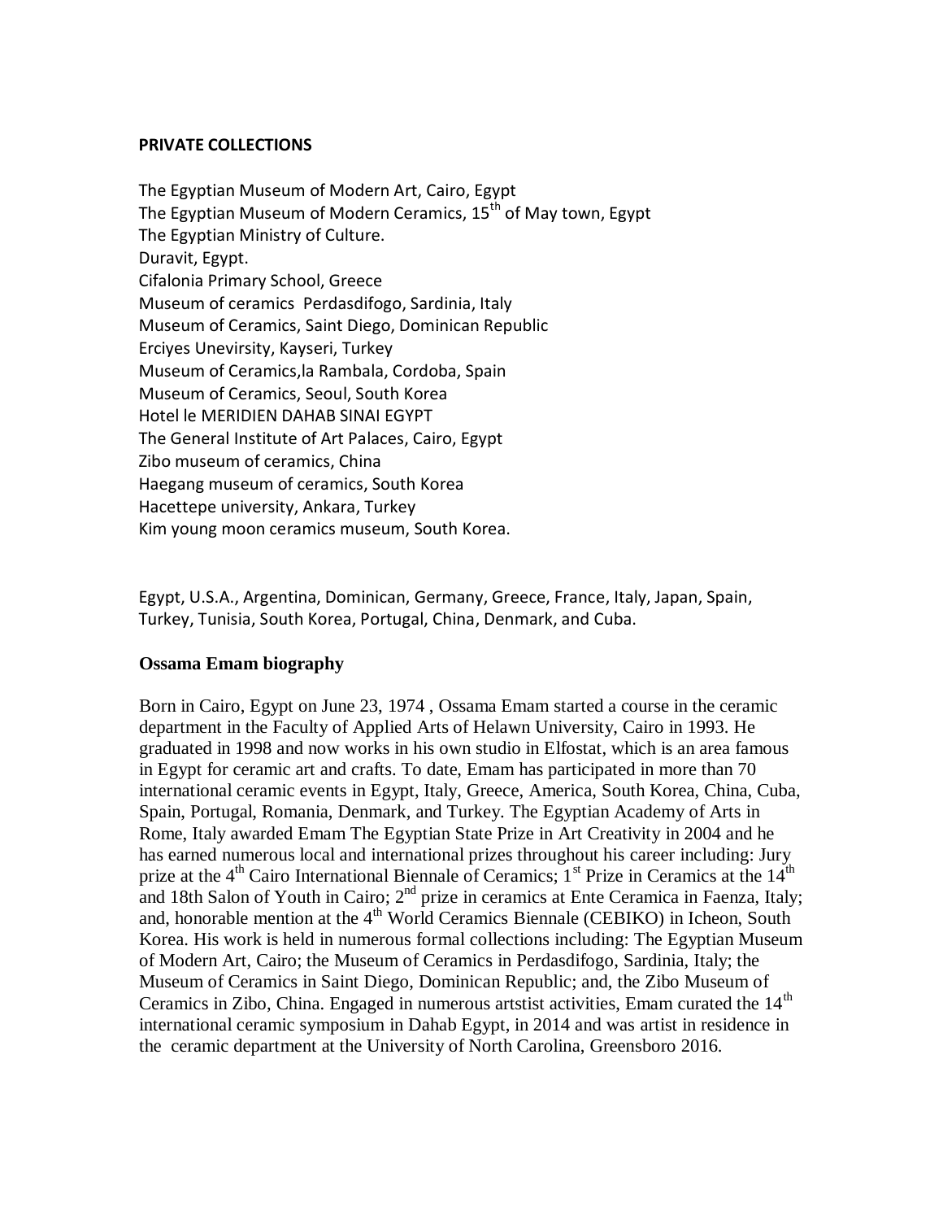**PRIVATE COLLECTIONS**

The Egyptian Museum of Modern Art, Cairo, Egypt
The Egyptian Museum of Modern Ceramics, 15th of May town, Egypt
The Egyptian Ministry of Culture.
Duravit, Egypt.
Cifalonia Primary School, Greece
Museum of ceramics Perdasdifogo, Sardinia, Italy
Museum of Ceramics, Saint Diego, Dominican Republic
Erciyes Unevirsity, Kayseri, Turkey
Museum of Ceramics,la Rambala, Cordoba, Spain
Museum of Ceramics, Seoul, South Korea
Hotel le MERIDIEN DAHAB SINAI EGYPT
The General Institute of Art Palaces, Cairo, Egypt
Zibo museum of ceramics, China
Haegang museum of ceramics, South Korea
Hacettepe university, Ankara, Turkey
Kim young moon ceramics museum, South Korea.

Egypt, U.S.A., Argentina, Dominican, Germany, Greece, France, Italy, Japan, Spain, Turkey, Tunisia, South Korea, Portugal, China, Denmark, and Cuba.

**Ossama Emam biography**

Born in Cairo, Egypt on June 23, 1974 , Ossama Emam started a course in the ceramic department in the Faculty of Applied Arts of Helawn University, Cairo in 1993. He graduated in 1998 and now works in his own studio in Elfostat, which is an area famous in Egypt for ceramic art and crafts. To date, Emam has participated in more than 70 international ceramic events in Egypt, Italy, Greece, America, South Korea, China, Cuba, Spain, Portugal, Romania, Denmark, and Turkey. The Egyptian Academy of Arts in Rome, Italy awarded Emam The Egyptian State Prize in Art Creativity in 2004 and he has earned numerous local and international prizes throughout his career including: Jury prize at the 4th Cairo International Biennale of Ceramics; 1st Prize in Ceramics at the 14th and 18th Salon of Youth in Cairo; 2nd prize in ceramics at Ente Ceramica in Faenza, Italy; and, honorable mention at the 4th World Ceramics Biennale (CEBIKO) in Icheon, South Korea. His work is held in numerous formal collections including: The Egyptian Museum of Modern Art, Cairo; the Museum of Ceramics in Perdasdifogo, Sardinia, Italy; the Museum of Ceramics in Saint Diego, Dominican Republic; and, the Zibo Museum of Ceramics in Zibo, China. Engaged in numerous artstist activities, Emam curated the 14th international ceramic symposium in Dahab Egypt, in 2014 and was artist in residence in the ceramic department at the University of North Carolina, Greensboro 2016.